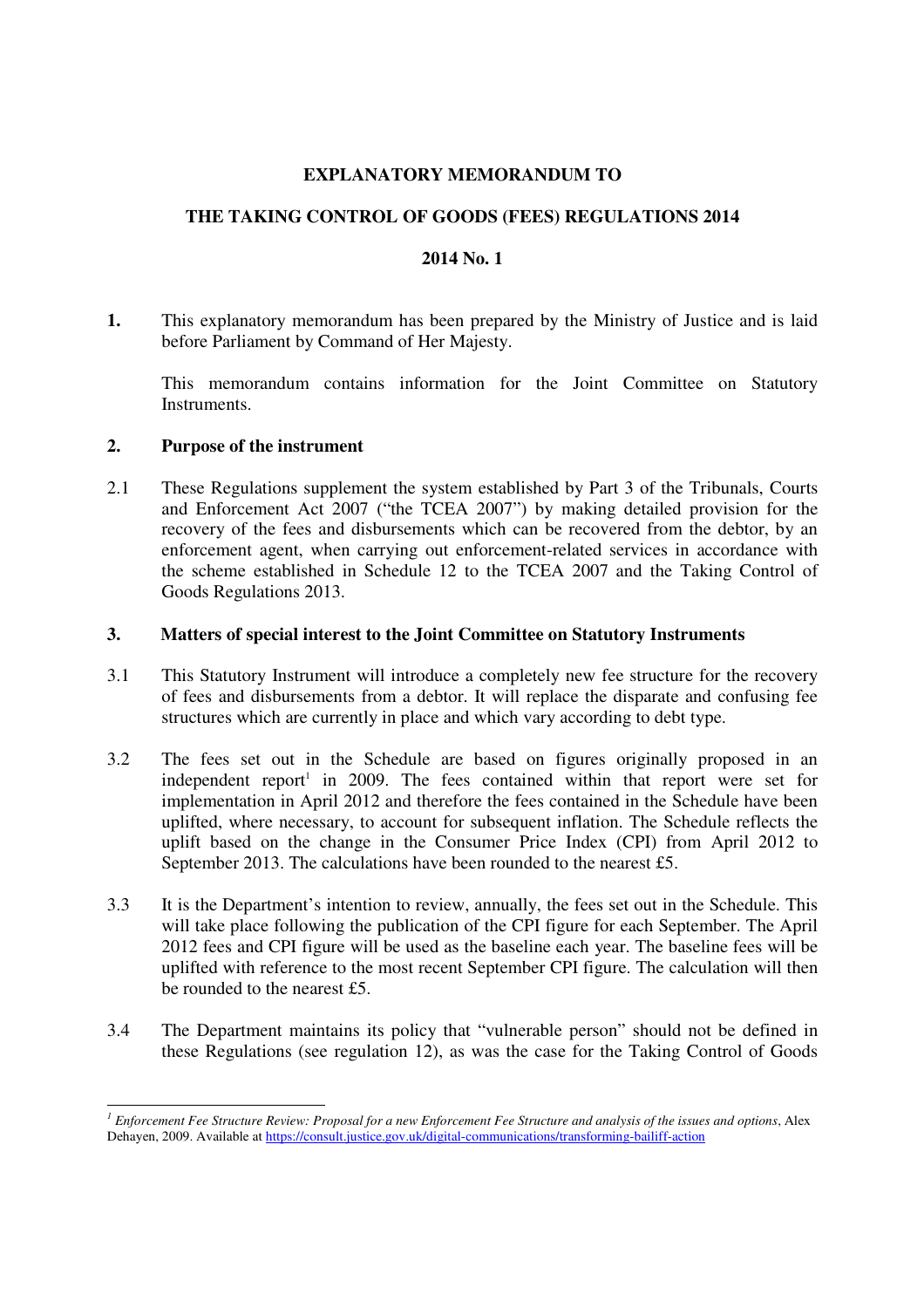**EXPLANATORY MEMORANDUM TO**

**THE TAKING CONTROL OF GOODS (FEES) REGULATIONS 2014**

**2014 No. 1**

**1.** This explanatory memorandum has been prepared by the Ministry of Justice and is laid before Parliament by Command of Her Majesty.

This memorandum contains information for the Joint Committee on Statutory Instruments.

## 2. Purpose of the instrument

2.1 These Regulations supplement the system established by Part 3 of the Tribunals, Courts and Enforcement Act 2007 ("the TCEA 2007") by making detailed provision for the recovery of the fees and disbursements which can be recovered from the debtor, by an enforcement agent, when carrying out enforcement-related services in accordance with the scheme established in Schedule 12 to the TCEA 2007 and the Taking Control of Goods Regulations 2013.

## 3. Matters of special interest to the Joint Committee on Statutory Instruments

3.1 This Statutory Instrument will introduce a completely new fee structure for the recovery of fees and disbursements from a debtor. It will replace the disparate and confusing fee structures which are currently in place and which vary according to debt type.

3.2 The fees set out in the Schedule are based on figures originally proposed in an independent report[1] in 2009. The fees contained within that report were set for implementation in April 2012 and therefore the fees contained in the Schedule have been uplifted, where necessary, to account for subsequent inflation. The Schedule reflects the uplift based on the change in the Consumer Price Index (CPI) from April 2012 to September 2013. The calculations have been rounded to the nearest £5.

3.3 It is the Department's intention to review, annually, the fees set out in the Schedule. This will take place following the publication of the CPI figure for each September. The April 2012 fees and CPI figure will be used as the baseline each year. The baseline fees will be uplifted with reference to the most recent September CPI figure. The calculation will then be rounded to the nearest £5.

3.4 The Department maintains its policy that "vulnerable person" should not be defined in these Regulations (see regulation 12), as was the case for the Taking Control of Goods

---

[1] *Enforcement Fee Structure Review: Proposal for a new Enforcement Fee Structure and analysis of the issues and options*, Alex Dehayen, 2009. Available at https://consult.justice.gov.uk/digital-communications/transforming-bailiff-action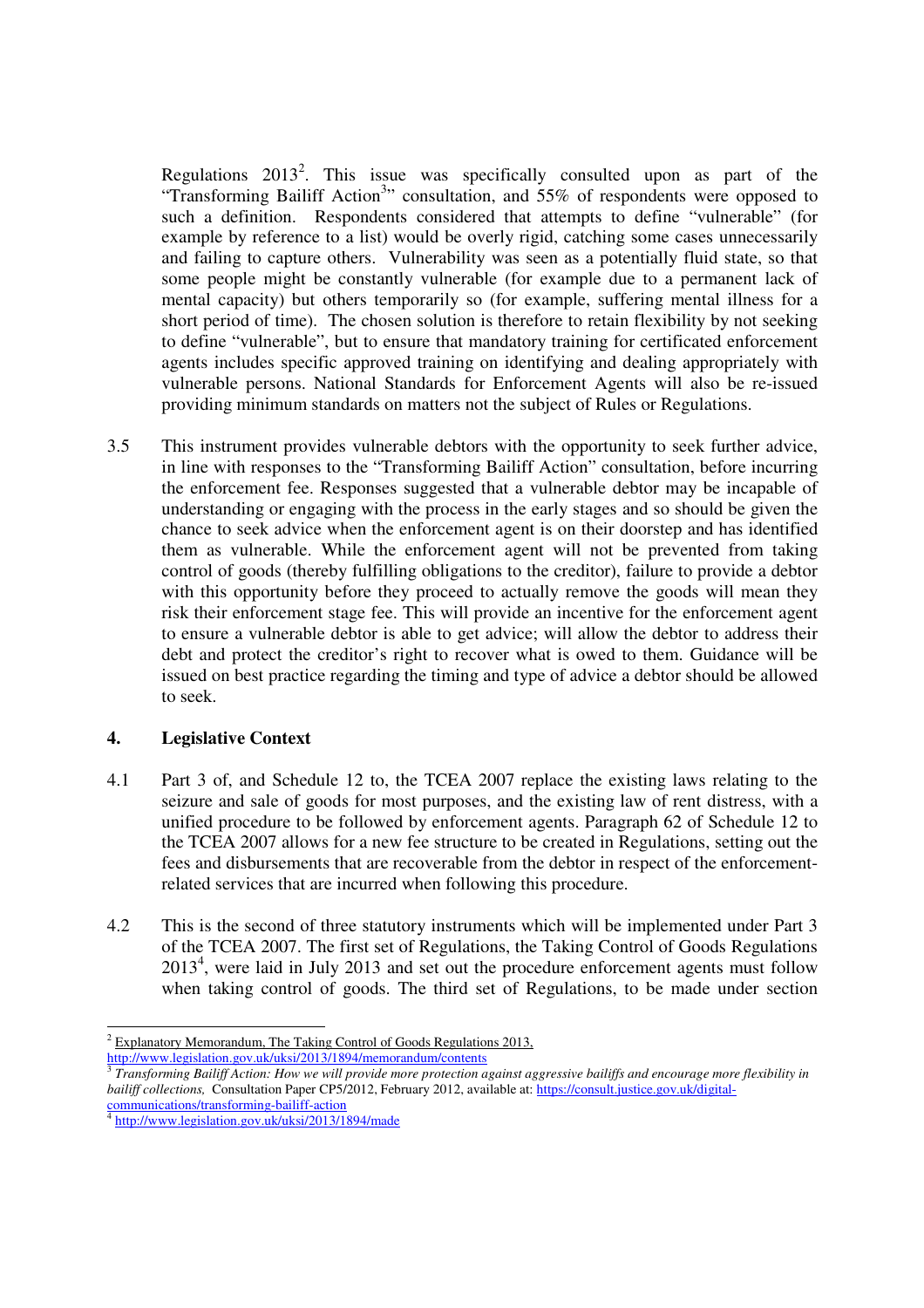Regulations 2013[2]. This issue was specifically consulted upon as part of the "Transforming Bailiff Action[3]" consultation, and 55% of respondents were opposed to such a definition. Respondents considered that attempts to define "vulnerable" (for example by reference to a list) would be overly rigid, catching some cases unnecessarily and failing to capture others. Vulnerability was seen as a potentially fluid state, so that some people might be constantly vulnerable (for example due to a permanent lack of mental capacity) but others temporarily so (for example, suffering mental illness for a short period of time). The chosen solution is therefore to retain flexibility by not seeking to define "vulnerable", but to ensure that mandatory training for certificated enforcement agents includes specific approved training on identifying and dealing appropriately with vulnerable persons. National Standards for Enforcement Agents will also be re-issued providing minimum standards on matters not the subject of Rules or Regulations.

3.5 This instrument provides vulnerable debtors with the opportunity to seek further advice, in line with responses to the "Transforming Bailiff Action" consultation, before incurring the enforcement fee. Responses suggested that a vulnerable debtor may be incapable of understanding or engaging with the process in the early stages and so should be given the chance to seek advice when the enforcement agent is on their doorstep and has identified them as vulnerable. While the enforcement agent will not be prevented from taking control of goods (thereby fulfilling obligations to the creditor), failure to provide a debtor with this opportunity before they proceed to actually remove the goods will mean they risk their enforcement stage fee. This will provide an incentive for the enforcement agent to ensure a vulnerable debtor is able to get advice; will allow the debtor to address their debt and protect the creditor's right to recover what is owed to them. Guidance will be issued on best practice regarding the timing and type of advice a debtor should be allowed to seek.

## 4. Legislative Context

4.1 Part 3 of, and Schedule 12 to, the TCEA 2007 replace the existing laws relating to the seizure and sale of goods for most purposes, and the existing law of rent distress, with a unified procedure to be followed by enforcement agents. Paragraph 62 of Schedule 12 to the TCEA 2007 allows for a new fee structure to be created in Regulations, setting out the fees and disbursements that are recoverable from the debtor in respect of the enforcement-related services that are incurred when following this procedure.

4.2 This is the second of three statutory instruments which will be implemented under Part 3 of the TCEA 2007. The first set of Regulations, the Taking Control of Goods Regulations 2013[4], were laid in July 2013 and set out the procedure enforcement agents must follow when taking control of goods. The third set of Regulations, to be made under section

---

[2] Explanatory Memorandum, The Taking Control of Goods Regulations 2013, http://www.legislation.gov.uk/uksi/2013/1894/memorandum/contents

[3] *Transforming Bailiff Action: How we will provide more protection against aggressive bailiffs and encourage more flexibility in bailiff collections,* Consultation Paper CP5/2012, February 2012, available at: https://consult.justice.gov.uk/digital-communications/transforming-bailiff-action

[4] http://www.legislation.gov.uk/uksi/2013/1894/made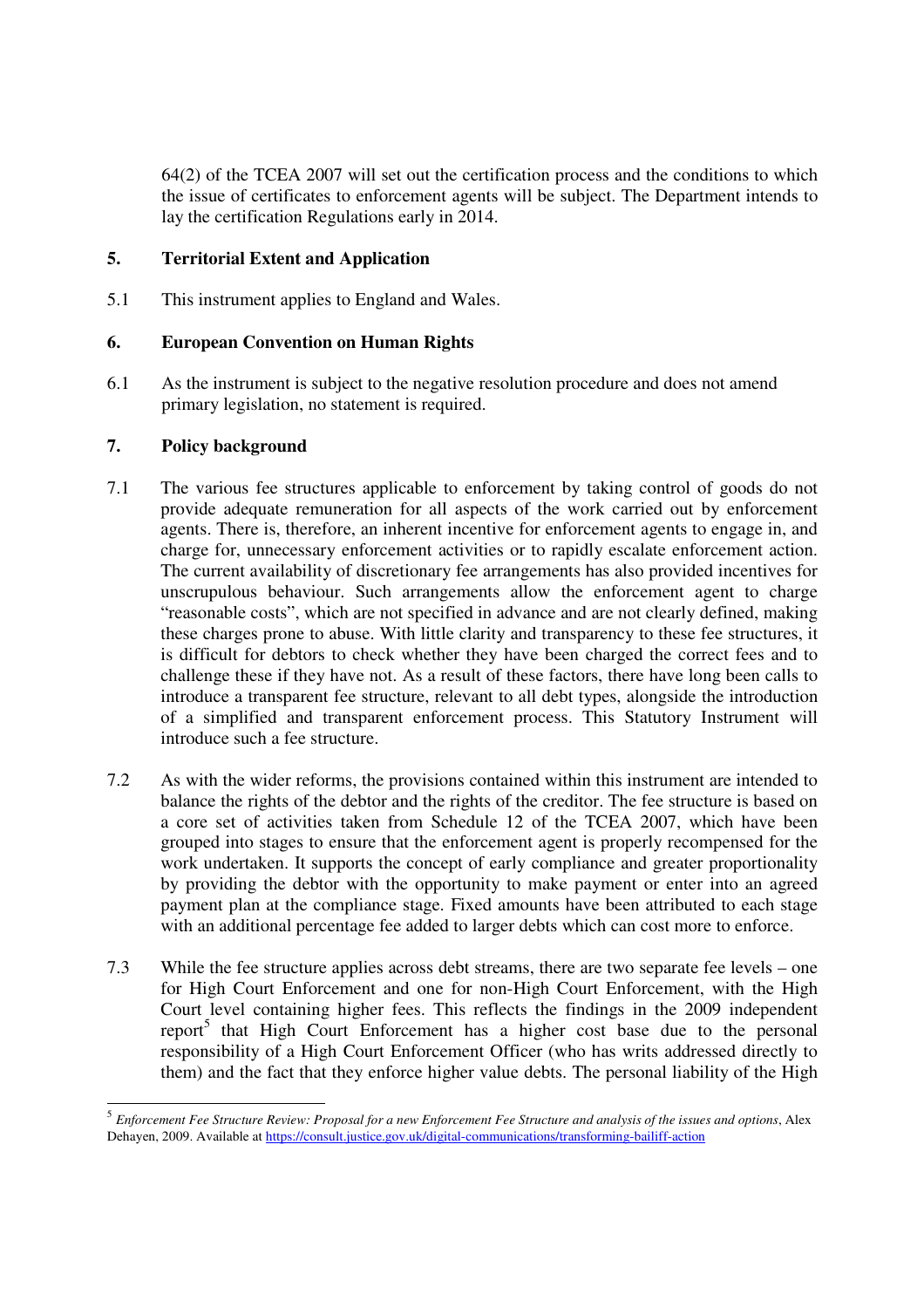64(2) of the TCEA 2007 will set out the certification process and the conditions to which the issue of certificates to enforcement agents will be subject. The Department intends to lay the certification Regulations early in 2014.

## 5. Territorial Extent and Application

5.1 This instrument applies to England and Wales.

## 6. European Convention on Human Rights

6.1 As the instrument is subject to the negative resolution procedure and does not amend primary legislation, no statement is required.

## 7. Policy background

7.1 The various fee structures applicable to enforcement by taking control of goods do not provide adequate remuneration for all aspects of the work carried out by enforcement agents. There is, therefore, an inherent incentive for enforcement agents to engage in, and charge for, unnecessary enforcement activities or to rapidly escalate enforcement action. The current availability of discretionary fee arrangements has also provided incentives for unscrupulous behaviour. Such arrangements allow the enforcement agent to charge "reasonable costs", which are not specified in advance and are not clearly defined, making these charges prone to abuse. With little clarity and transparency to these fee structures, it is difficult for debtors to check whether they have been charged the correct fees and to challenge these if they have not. As a result of these factors, there have long been calls to introduce a transparent fee structure, relevant to all debt types, alongside the introduction of a simplified and transparent enforcement process. This Statutory Instrument will introduce such a fee structure.

7.2 As with the wider reforms, the provisions contained within this instrument are intended to balance the rights of the debtor and the rights of the creditor. The fee structure is based on a core set of activities taken from Schedule 12 of the TCEA 2007, which have been grouped into stages to ensure that the enforcement agent is properly recompensed for the work undertaken. It supports the concept of early compliance and greater proportionality by providing the debtor with the opportunity to make payment or enter into an agreed payment plan at the compliance stage. Fixed amounts have been attributed to each stage with an additional percentage fee added to larger debts which can cost more to enforce.

7.3 While the fee structure applies across debt streams, there are two separate fee levels – one for High Court Enforcement and one for non-High Court Enforcement, with the High Court level containing higher fees. This reflects the findings in the 2009 independent report[5] that High Court Enforcement has a higher cost base due to the personal responsibility of a High Court Enforcement Officer (who has writs addressed directly to them) and the fact that they enforce higher value debts. The personal liability of the High

---

[5] *Enforcement Fee Structure Review: Proposal for a new Enforcement Fee Structure and analysis of the issues and options*, Alex Dehayen, 2009. Available at https://consult.justice.gov.uk/digital-communications/transforming-bailiff-action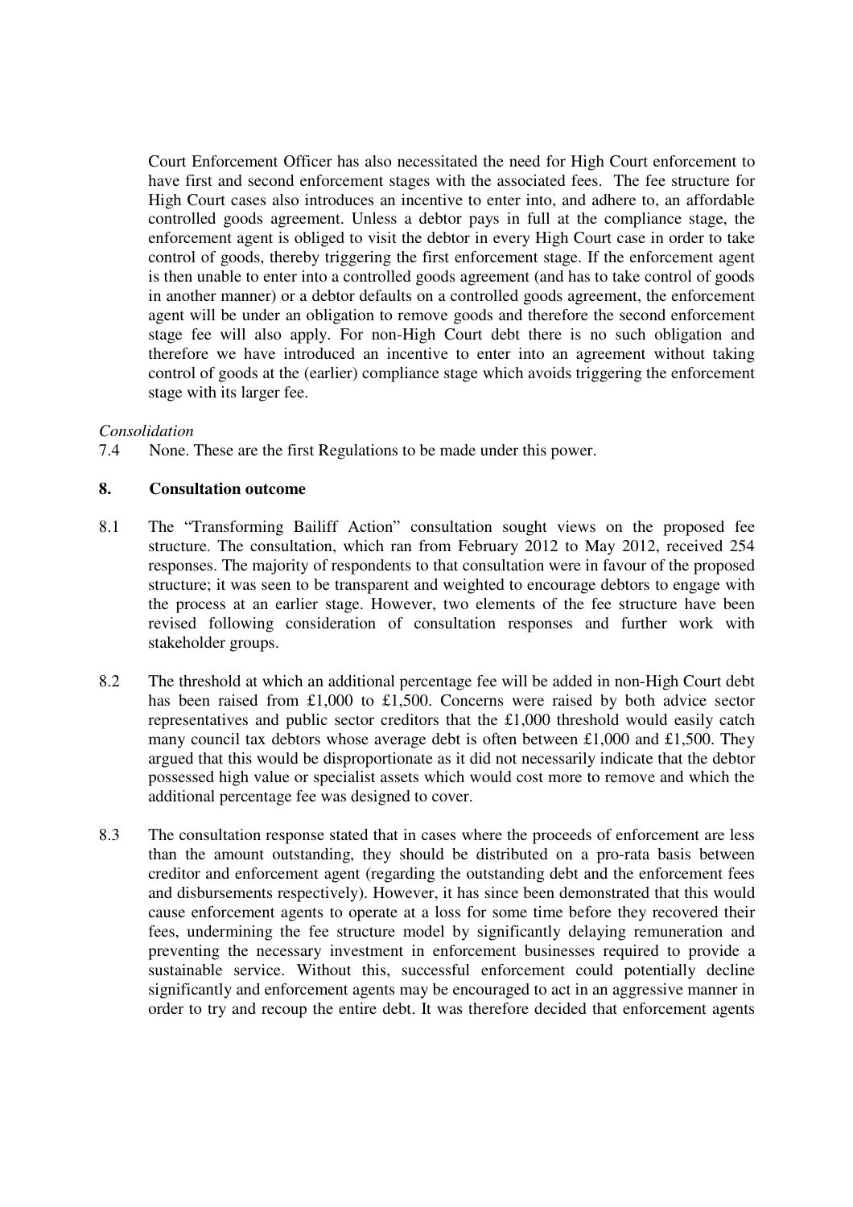Court Enforcement Officer has also necessitated the need for High Court enforcement to have first and second enforcement stages with the associated fees. The fee structure for High Court cases also introduces an incentive to enter into, and adhere to, an affordable controlled goods agreement. Unless a debtor pays in full at the compliance stage, the enforcement agent is obliged to visit the debtor in every High Court case in order to take control of goods, thereby triggering the first enforcement stage. If the enforcement agent is then unable to enter into a controlled goods agreement (and has to take control of goods in another manner) or a debtor defaults on a controlled goods agreement, the enforcement agent will be under an obligation to remove goods and therefore the second enforcement stage fee will also apply. For non-High Court debt there is no such obligation and therefore we have introduced an incentive to enter into an agreement without taking control of goods at the (earlier) compliance stage which avoids triggering the enforcement stage with its larger fee.

*Consolidation*

7.4 None. These are the first Regulations to be made under this power.

## 8. Consultation outcome

8.1 The "Transforming Bailiff Action" consultation sought views on the proposed fee structure. The consultation, which ran from February 2012 to May 2012, received 254 responses. The majority of respondents to that consultation were in favour of the proposed structure; it was seen to be transparent and weighted to encourage debtors to engage with the process at an earlier stage. However, two elements of the fee structure have been revised following consideration of consultation responses and further work with stakeholder groups.

8.2 The threshold at which an additional percentage fee will be added in non-High Court debt has been raised from £1,000 to £1,500. Concerns were raised by both advice sector representatives and public sector creditors that the £1,000 threshold would easily catch many council tax debtors whose average debt is often between £1,000 and £1,500. They argued that this would be disproportionate as it did not necessarily indicate that the debtor possessed high value or specialist assets which would cost more to remove and which the additional percentage fee was designed to cover.

8.3 The consultation response stated that in cases where the proceeds of enforcement are less than the amount outstanding, they should be distributed on a pro-rata basis between creditor and enforcement agent (regarding the outstanding debt and the enforcement fees and disbursements respectively). However, it has since been demonstrated that this would cause enforcement agents to operate at a loss for some time before they recovered their fees, undermining the fee structure model by significantly delaying remuneration and preventing the necessary investment in enforcement businesses required to provide a sustainable service. Without this, successful enforcement could potentially decline significantly and enforcement agents may be encouraged to act in an aggressive manner in order to try and recoup the entire debt. It was therefore decided that enforcement agents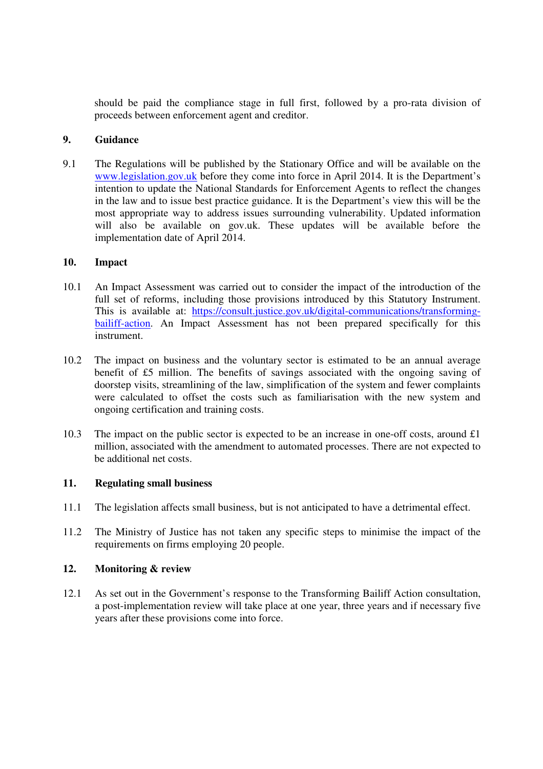should be paid the compliance stage in full first, followed by a pro-rata division of proceeds between enforcement agent and creditor.

## 9. Guidance

9.1 The Regulations will be published by the Stationary Office and will be available on the [www.legislation.gov.uk](http://www.legislation.gov.uk) before they come into force in April 2014. It is the Department's intention to update the National Standards for Enforcement Agents to reflect the changes in the law and to issue best practice guidance. It is the Department's view this will be the most appropriate way to address issues surrounding vulnerability. Updated information will also be available on gov.uk. These updates will be available before the implementation date of April 2014.

## 10. Impact

10.1 An Impact Assessment was carried out to consider the impact of the introduction of the full set of reforms, including those provisions introduced by this Statutory Instrument. This is available at: [https://consult.justice.gov.uk/digital-communications/transforming-bailiff-action](https://consult.justice.gov.uk/digital-communications/transforming-bailiff-action). An Impact Assessment has not been prepared specifically for this instrument.

10.2 The impact on business and the voluntary sector is estimated to be an annual average benefit of £5 million. The benefits of savings associated with the ongoing saving of doorstep visits, streamlining of the law, simplification of the system and fewer complaints were calculated to offset the costs such as familiarisation with the new system and ongoing certification and training costs.

10.3 The impact on the public sector is expected to be an increase in one-off costs, around £1 million, associated with the amendment to automated processes. There are not expected to be additional net costs.

## 11. Regulating small business

11.1 The legislation affects small business, but is not anticipated to have a detrimental effect.

11.2 The Ministry of Justice has not taken any specific steps to minimise the impact of the requirements on firms employing 20 people.

## 12. Monitoring & review

12.1 As set out in the Government's response to the Transforming Bailiff Action consultation, a post-implementation review will take place at one year, three years and if necessary five years after these provisions come into force.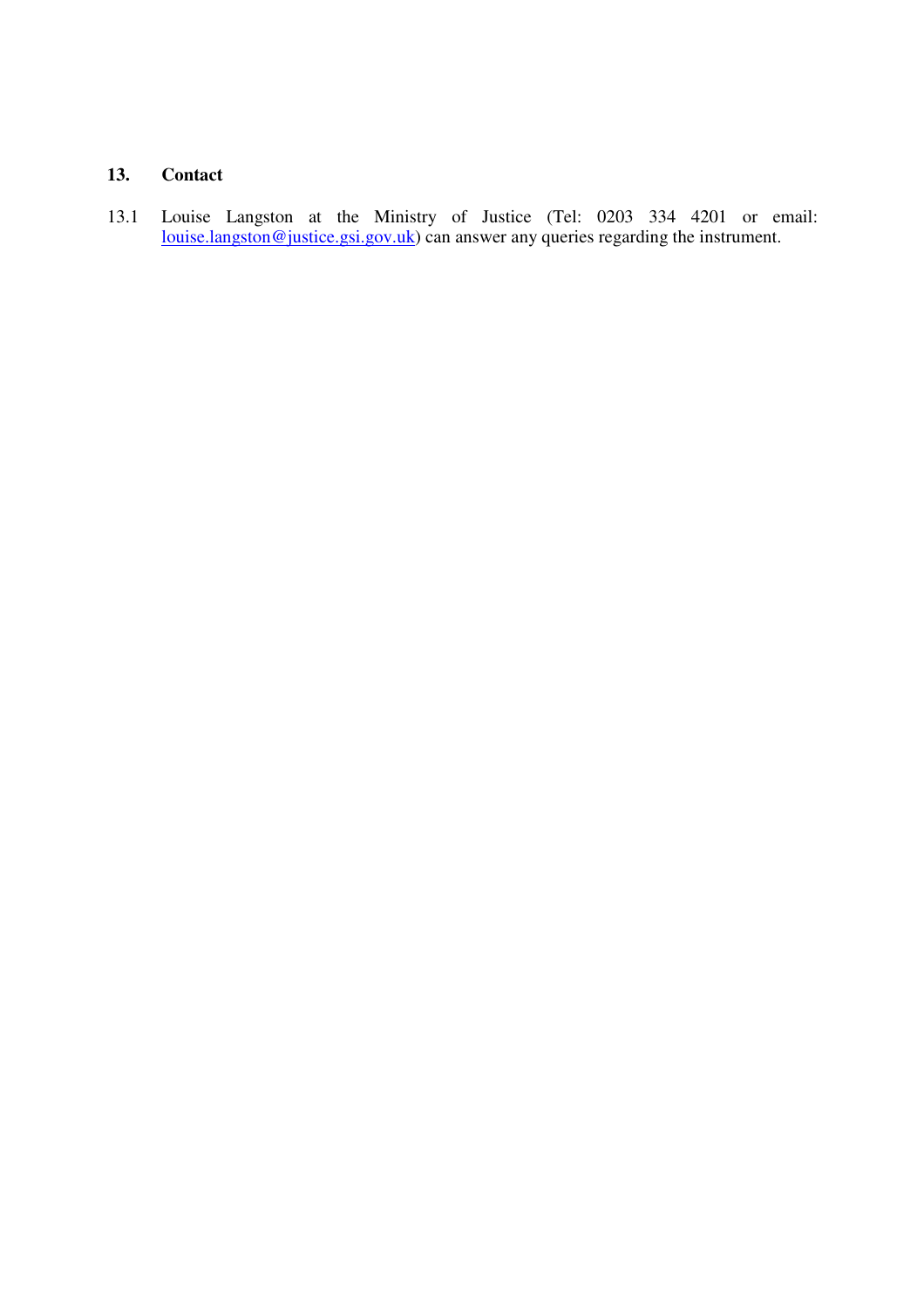## 13. Contact

13.1 Louise Langston at the Ministry of Justice (Tel: 0203 334 4201 or email: louise.langston@justice.gsi.gov.uk) can answer any queries regarding the instrument.